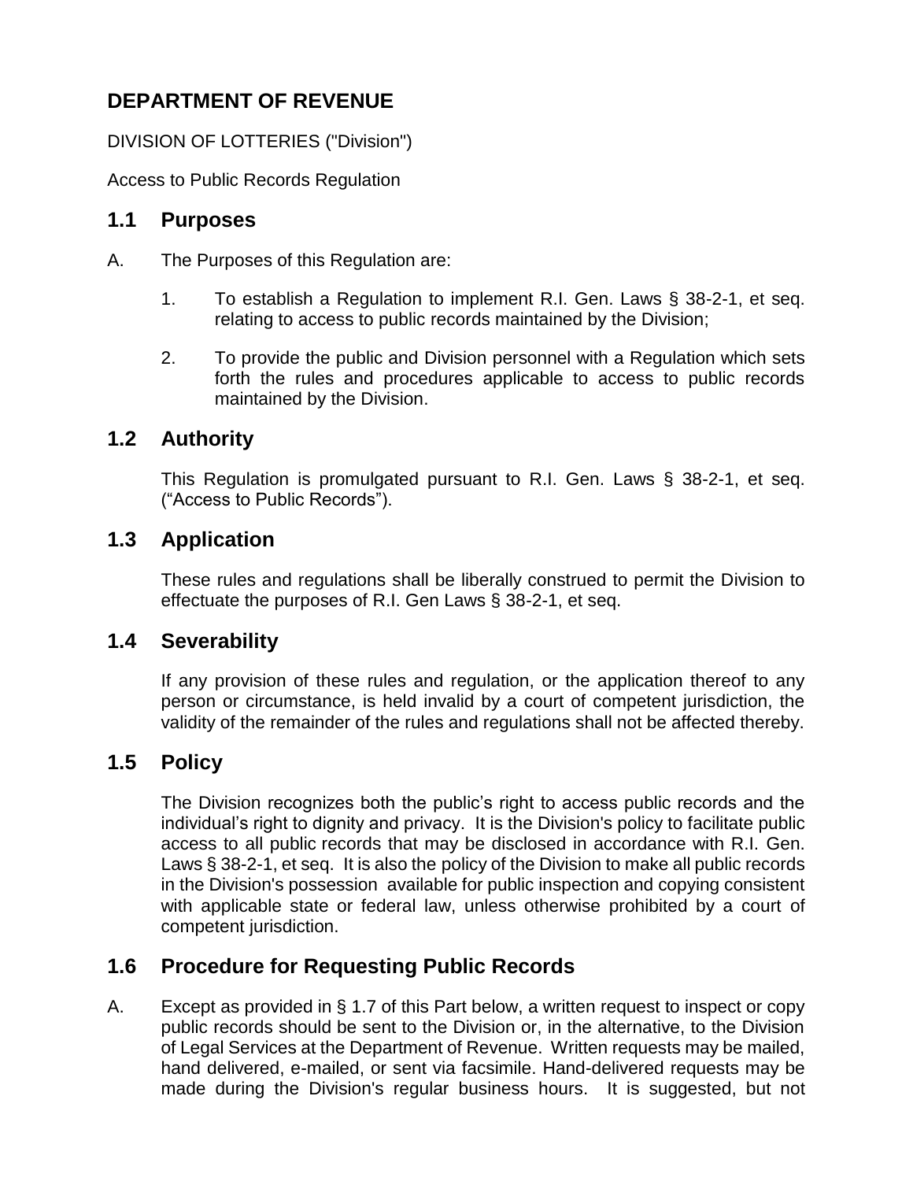# DEPARTMENT OF REVENUE

DIVISION OF LOTTERIES ("Division")

Access to Public Records Regulation

## 1.1 Purposes

A. The Purposes of this Regulation are:

1. To establish a Regulation to implement R.I. Gen. Laws § 38-2-1, et seq. relating to access to public records maintained by the Division;

2. To provide the public and Division personnel with a Regulation which sets forth the rules and procedures applicable to access to public records maintained by the Division.

## 1.2 Authority

This Regulation is promulgated pursuant to R.I. Gen. Laws § 38-2-1, et seq. ("Access to Public Records").

## 1.3 Application

These rules and regulations shall be liberally construed to permit the Division to effectuate the purposes of R.I. Gen Laws § 38-2-1, et seq.

## 1.4 Severability

If any provision of these rules and regulation, or the application thereof to any person or circumstance, is held invalid by a court of competent jurisdiction, the validity of the remainder of the rules and regulations shall not be affected thereby.

## 1.5 Policy

The Division recognizes both the public's right to access public records and the individual's right to dignity and privacy. It is the Division's policy to facilitate public access to all public records that may be disclosed in accordance with R.I. Gen. Laws § 38-2-1, et seq. It is also the policy of the Division to make all public records in the Division's possession available for public inspection and copying consistent with applicable state or federal law, unless otherwise prohibited by a court of competent jurisdiction.

## 1.6 Procedure for Requesting Public Records

A. Except as provided in § 1.7 of this Part below, a written request to inspect or copy public records should be sent to the Division or, in the alternative, to the Division of Legal Services at the Department of Revenue. Written requests may be mailed, hand delivered, e-mailed, or sent via facsimile. Hand-delivered requests may be made during the Division's regular business hours. It is suggested, but not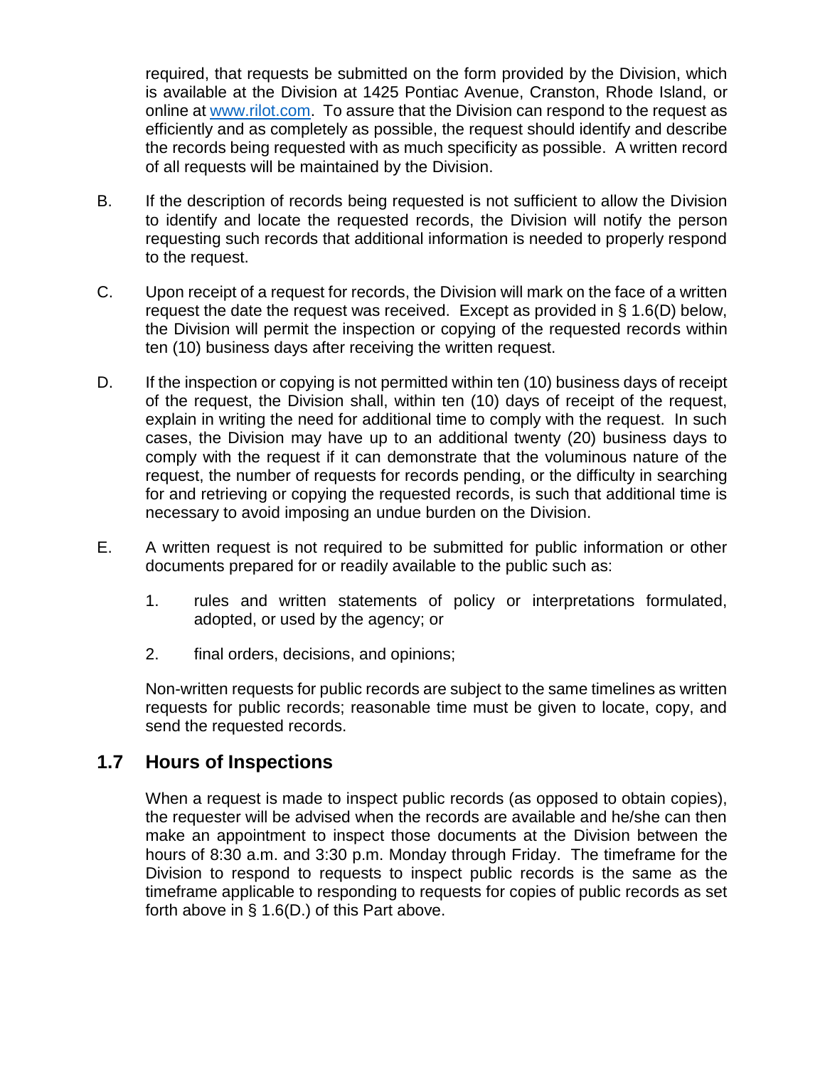required, that requests be submitted on the form provided by the Division, which is available at the Division at 1425 Pontiac Avenue, Cranston, Rhode Island, or online at www.rilot.com. To assure that the Division can respond to the request as efficiently and as completely as possible, the request should identify and describe the records being requested with as much specificity as possible. A written record of all requests will be maintained by the Division.

B. If the description of records being requested is not sufficient to allow the Division to identify and locate the requested records, the Division will notify the person requesting such records that additional information is needed to properly respond to the request.

C. Upon receipt of a request for records, the Division will mark on the face of a written request the date the request was received. Except as provided in § 1.6(D) below, the Division will permit the inspection or copying of the requested records within ten (10) business days after receiving the written request.

D. If the inspection or copying is not permitted within ten (10) business days of receipt of the request, the Division shall, within ten (10) days of receipt of the request, explain in writing the need for additional time to comply with the request. In such cases, the Division may have up to an additional twenty (20) business days to comply with the request if it can demonstrate that the voluminous nature of the request, the number of requests for records pending, or the difficulty in searching for and retrieving or copying the requested records, is such that additional time is necessary to avoid imposing an undue burden on the Division.

E. A written request is not required to be submitted for public information or other documents prepared for or readily available to the public such as:

   1. rules and written statements of policy or interpretations formulated, adopted, or used by the agency; or

   2. final orders, decisions, and opinions;

   Non-written requests for public records are subject to the same timelines as written requests for public records; reasonable time must be given to locate, copy, and send the requested records.

## 1.7 Hours of Inspections

When a request is made to inspect public records (as opposed to obtain copies), the requester will be advised when the records are available and he/she can then make an appointment to inspect those documents at the Division between the hours of 8:30 a.m. and 3:30 p.m. Monday through Friday. The timeframe for the Division to respond to requests to inspect public records is the same as the timeframe applicable to responding to requests for copies of public records as set forth above in § 1.6(D.) of this Part above.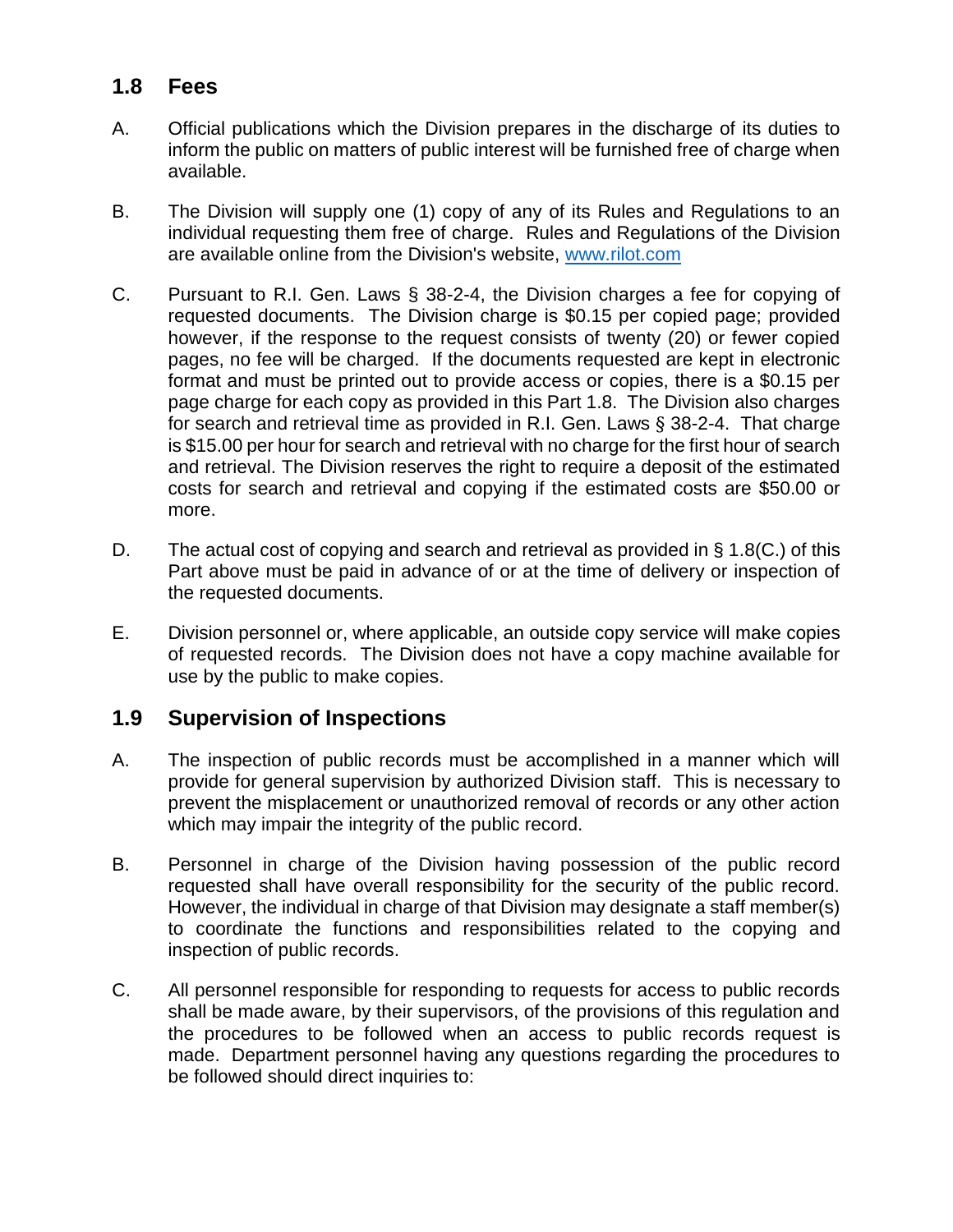## 1.8 Fees

A. Official publications which the Division prepares in the discharge of its duties to inform the public on matters of public interest will be furnished free of charge when available.

B. The Division will supply one (1) copy of any of its Rules and Regulations to an individual requesting them free of charge. Rules and Regulations of the Division are available online from the Division's website, [www.rilot.com](http://www.rilot.com)

C. Pursuant to R.I. Gen. Laws § 38-2-4, the Division charges a fee for copying of requested documents. The Division charge is $0.15 per copied page; provided however, if the response to the request consists of twenty (20) or fewer copied pages, no fee will be charged. If the documents requested are kept in electronic format and must be printed out to provide access or copies, there is a $0.15 per page charge for each copy as provided in this Part 1.8. The Division also charges for search and retrieval time as provided in R.I. Gen. Laws § 38-2-4. That charge is $15.00 per hour for search and retrieval with no charge for the first hour of search and retrieval. The Division reserves the right to require a deposit of the estimated costs for search and retrieval and copying if the estimated costs are $50.00 or more.

D. The actual cost of copying and search and retrieval as provided in § 1.8(C.) of this Part above must be paid in advance of or at the time of delivery or inspection of the requested documents.

E. Division personnel or, where applicable, an outside copy service will make copies of requested records. The Division does not have a copy machine available for use by the public to make copies.

## 1.9 Supervision of Inspections

A. The inspection of public records must be accomplished in a manner which will provide for general supervision by authorized Division staff. This is necessary to prevent the misplacement or unauthorized removal of records or any other action which may impair the integrity of the public record.

B. Personnel in charge of the Division having possession of the public record requested shall have overall responsibility for the security of the public record. However, the individual in charge of that Division may designate a staff member(s) to coordinate the functions and responsibilities related to the copying and inspection of public records.

C. All personnel responsible for responding to requests for access to public records shall be made aware, by their supervisors, of the provisions of this regulation and the procedures to be followed when an access to public records request is made. Department personnel having any questions regarding the procedures to be followed should direct inquiries to: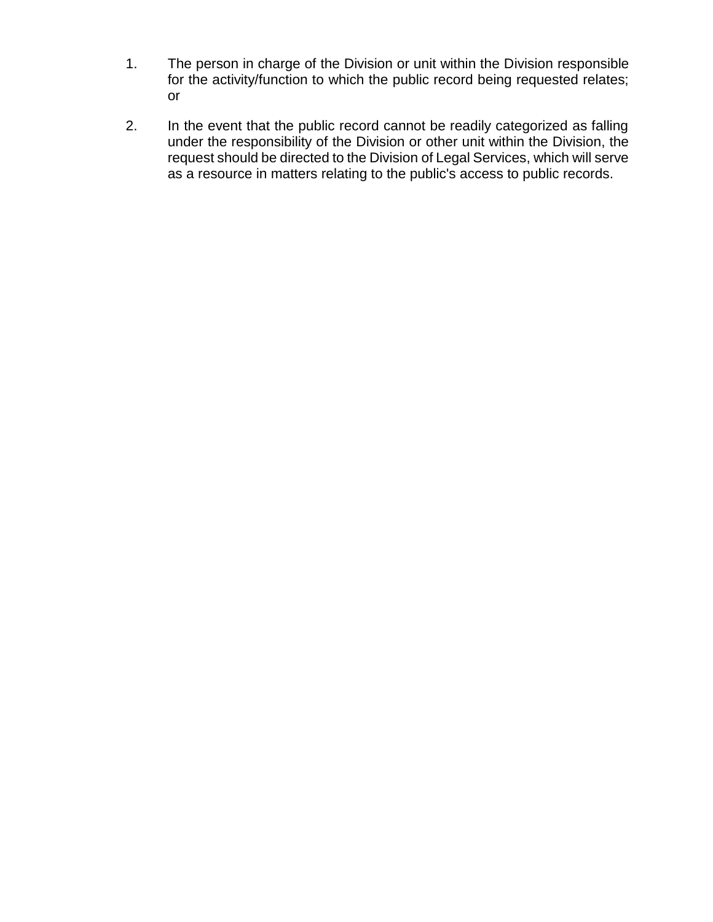1. The person in charge of the Division or unit within the Division responsible for the activity/function to which the public record being requested relates; or

2. In the event that the public record cannot be readily categorized as falling under the responsibility of the Division or other unit within the Division, the request should be directed to the Division of Legal Services, which will serve as a resource in matters relating to the public's access to public records.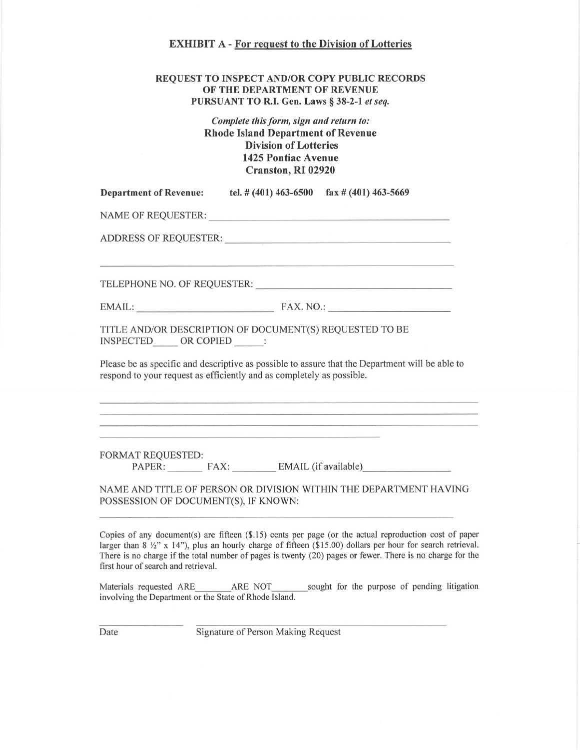**EXHIBIT A - For request to the Division of Lotteries**

**REQUEST TO INSPECT AND/OR COPY PUBLIC RECORDS OF THE DEPARTMENT OF REVENUE PURSUANT TO R.I. Gen. Laws § 38-2-1 *et seq.***

***Complete this form, sign and return to:***
**Rhode Island Department of Revenue**
**Division of Lotteries**
**1425 Pontiac Avenue**
**Cranston, RI 02920**

**Department of Revenue:** **tel. # (401) 463-6500** **fax # (401) 463-5669**

NAME OF REQUESTER: ______________________________________________

ADDRESS OF REQUESTER: ______________________________________________

______________________________________________________________

TELEPHONE NO. OF REQUESTER: ______________________________________

EMAIL: __________________________ FAX. NO.: ______________________

TITLE AND/OR DESCRIPTION OF DOCUMENT(S) REQUESTED TO BE INSPECTED_____ OR COPIED _____:

Please be as specific and descriptive as possible to assure that the Department will be able to respond to your request as efficiently and as completely as possible.

______________________________________________________________

______________________________________________________________

______________________________________________________________

____________________________________________________

FORMAT REQUESTED:
PAPER: _______ FAX: ________ EMAIL (if available)________________

NAME AND TITLE OF PERSON OR DIVISION WITHIN THE DEPARTMENT HAVING POSSESSION OF DOCUMENT(S), IF KNOWN:

______________________________________________________________

Copies of any document(s) are fifteen ($.15) cents per page (or the actual reproduction cost of paper larger than 8 ½" x 14"), plus an hourly charge of fifteen ($15.00) dollars per hour for search retrieval. There is no charge if the total number of pages is twenty (20) pages or fewer. There is no charge for the first hour of search and retrieval.

Materials requested ARE________ARE NOT________sought for the purpose of pending litigation involving the Department or the State of Rhode Island.

________________ ____________________________________________

Date Signature of Person Making Request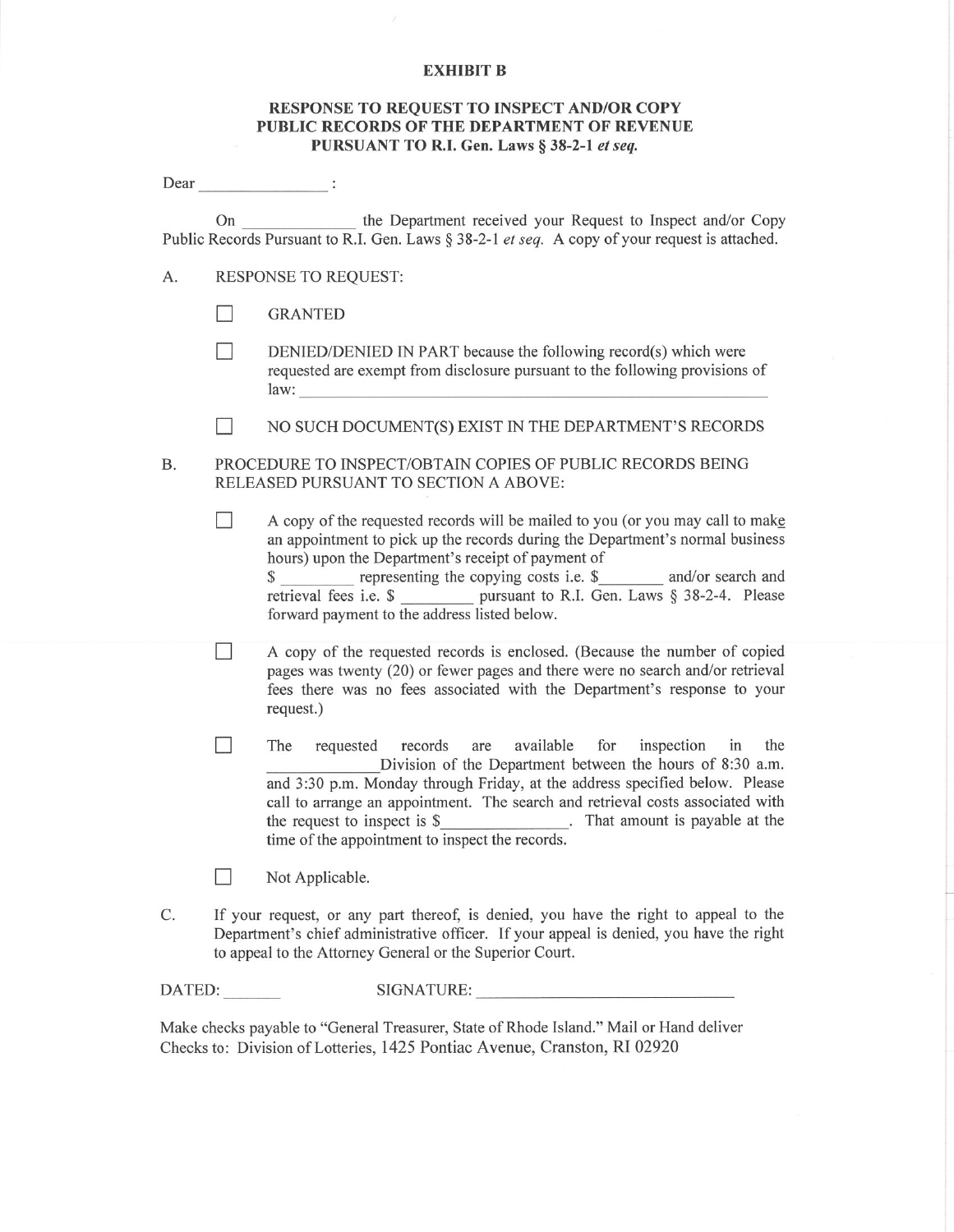# EXHIBIT B

## RESPONSE TO REQUEST TO INSPECT AND/OR COPY PUBLIC RECORDS OF THE DEPARTMENT OF REVENUE PURSUANT TO R.I. Gen. Laws § 38-2-1 *et seq.*

Dear ______________ :

On ____________ the Department received your Request to Inspect and/or Copy Public Records Pursuant to R.I. Gen. Laws § 38-2-1 *et seq.* A copy of your request is attached.

A. RESPONSE TO REQUEST:

- ☐ GRANTED
- ☐ DENIED/DENIED IN PART because the following record(s) which were requested are exempt from disclosure pursuant to the following provisions of law: ________________________________________________
- ☐ NO SUCH DOCUMENT(S) EXIST IN THE DEPARTMENT'S RECORDS

B. PROCEDURE TO INSPECT/OBTAIN COPIES OF PUBLIC RECORDS BEING RELEASED PURSUANT TO SECTION A ABOVE:

- ☐ A copy of the requested records will be mailed to you (or you may call to make an appointment to pick up the records during the Department's normal business hours) upon the Department's receipt of payment of $ ________ representing the copying costs i.e. $_______ and/or search and retrieval fees i.e. $ ________ pursuant to R.I. Gen. Laws § 38-2-4. Please forward payment to the address listed below.
- ☐ A copy of the requested records is enclosed. (Because the number of copied pages was twenty (20) or fewer pages and there were no search and/or retrieval fees there was no fees associated with the Department's response to your request.)
- ☐ The requested records are available for inspection in the ____________ Division of the Department between the hours of 8:30 a.m. and 3:30 p.m. Monday through Friday, at the address specified below. Please call to arrange an appointment. The search and retrieval costs associated with the request to inspect is $______________. That amount is payable at the time of the appointment to inspect the records.
- ☐ Not Applicable.

C. If your request, or any part thereof, is denied, you have the right to appeal to the Department's chief administrative officer. If your appeal is denied, you have the right to appeal to the Attorney General or the Superior Court.

DATED: ______ SIGNATURE: ____________________________

Make checks payable to "General Treasurer, State of Rhode Island." Mail or Hand deliver Checks to: Division of Lotteries, 1425 Pontiac Avenue, Cranston, RI 02920